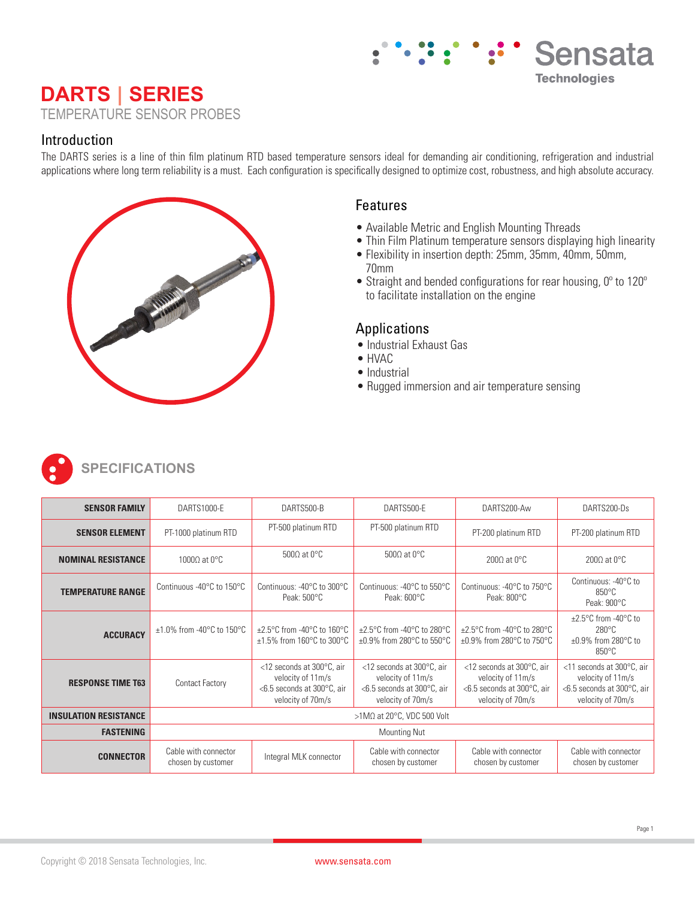# DARTS | SERIES

TEMPERATURE SENSOR PROBES

## Introduction

The DARTS series is a line of thin film platinum RTD based temperature sensors ideal for demanding air conditioning, refrigeration and industrial applications where long term reliability is a must. Each configuration is specifically designed to optimize cost, robustness, and high absolute accuracy.

## Features

- Available Metric and English Mounting Threads
- Thin Film Platinum temperature sensors displaying high linearity
- Flexibility in insertion depth: 25mm, 35mm, 40mm, 50mm, 70mm
- Straight and bended configurations for rear housing, 0º to 120º to facilitate installation on the engine

## Applications

- Industrial Exhaust Gas
- HVAC
- Industrial
- Rugged immersion and air temperature sensing

## SPECIFICATIONS

| SENSOR FAMILY | DARTS1000-E | DARTS500-B | DARTS500-E | DARTS200-Aw | DARTS200-Ds |
|---|---|---|---|---|---|
| SENSOR ELEMENT | PT-1000 platinum RTD | PT-500 platinum RTD | PT-500 platinum RTD | PT-200 platinum RTD | PT-200 platinum RTD |
| NOMINAL RESISTANCE | 1000Ω at 0°C | 500Ω at 0°C | 500Ω at 0°C | 200Ω at 0°C | 200Ω at 0°C |
| TEMPERATURE RANGE | Continuous -40°C to 150°C | Continuous: -40°C to 300°C Peak: 500°C | Continuous: -40°C to 550°C Peak: 600°C | Continuous: -40°C to 750°C Peak: 800°C | Continuous: -40°C to 850°C Peak: 900°C |
| ACCURACY | ±1.0% from -40°C to 150°C | ±2.5°C from -40°C to 160°C ±1.5% from 160°C to 300°C | ±2.5°C from -40°C to 280°C ±0.9% from 280°C to 550°C | ±2.5°C from -40°C to 280°C ±0.9% from 280°C to 750°C | ±2.5°C from -40°C to 280°C ±0.9% from 280°C to 850°C |
| RESPONSE TIME T63 | Contact Factory | <12 seconds at 300°C, air velocity of 11m/s <6.5 seconds at 300°C, air velocity of 70m/s | <12 seconds at 300°C, air velocity of 11m/s <6.5 seconds at 300°C, air velocity of 70m/s | <12 seconds at 300°C, air velocity of 11m/s <6.5 seconds at 300°C, air velocity of 70m/s | <11 seconds at 300°C, air velocity of 11m/s <6.5 seconds at 300°C, air velocity of 70m/s |
| INSULATION RESISTANCE | >1MΩ at 20°C, VDC 500 Volt | | | | |
| FASTENING | Mounting Nut | | | | |
| CONNECTOR | Cable with connector chosen by customer | Integral MLK connector | Cable with connector chosen by customer | Cable with connector chosen by customer | Cable with connector chosen by customer |

Copyright © 2018 Sensata Technologies, Inc. www.sensata.com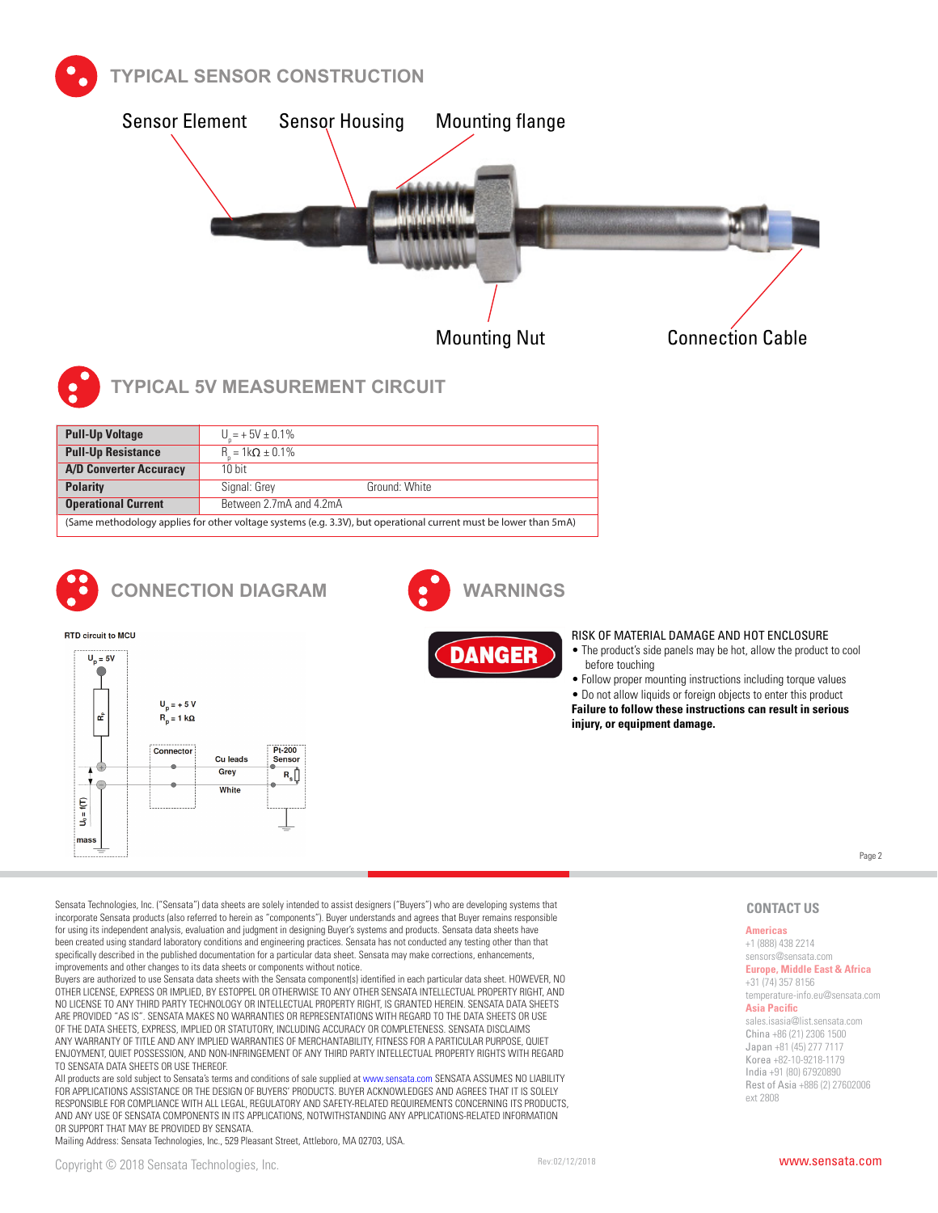## TYPICAL SENSOR CONSTRUCTION

Sensor Element

Sensor Housing

Mounting flange

Mounting Nut

Connection Cable

## TYPICAL 5V MEASUREMENT CIRCUIT

| | | |
|---|---|---|
| **Pull-Up Voltage** | $U_p = +5V \pm 0.1\%$ | |
| **Pull-Up Resistance** | $R_p = 1k\Omega \pm 0.1\%$ | |
| **A/D Converter Accuracy** | 10 bit | |
| **Polarity** | Signal: Grey | Ground: White |
| **Operational Current** | Between 2.7mA and 4.2mA | |
| (Same methodology applies for other voltage systems (e.g. 3.3V), but operational current must be lower than 5mA) | | |

## CONNECTION DIAGRAM

RTD circuit to MCU

$U_p = 5V$

$R_p$

$U_p = +5$ V

$R_p = 1$ kΩ

Connector

Cu leads

Grey

White

Pt-200 Sensor

$R_s$

$U_0 = f(T)$

mass

## WARNINGS

DANGER

RISK OF MATERIAL DAMAGE AND HOT ENCLOSURE

- The product's side panels may be hot, allow the product to cool before touching
- Follow proper mounting instructions including torque values
- Do not allow liquids or foreign objects to enter this product

**Failure to follow these instructions can result in serious injury, or equipment damage.**

Sensata Technologies, Inc. ("Sensata") data sheets are solely intended to assist designers ("Buyers") who are developing systems that incorporate Sensata products (also referred to herein as "components"). Buyer understands and agrees that Buyer remains responsible for using its independent analysis, evaluation and judgment in designing Buyer's systems and products. Sensata data sheets have been created using standard laboratory conditions and engineering practices. Sensata has not conducted any testing other than that specifically described in the published documentation for a particular data sheet. Sensata may make corrections, enhancements, improvements and other changes to its data sheets or components without notice.

Buyers are authorized to use Sensata data sheets with the Sensata component(s) identified in each particular data sheet. HOWEVER, NO OTHER LICENSE, EXPRESS OR IMPLIED, BY ESTOPPEL OR OTHERWISE TO ANY OTHER SENSATA INTELLECTUAL PROPERTY RIGHT, AND NO LICENSE TO ANY THIRD PARTY TECHNOLOGY OR INTELLECTUAL PROPERTY RIGHT, IS GRANTED HEREIN. SENSATA DATA SHEETS ARE PROVIDED "AS IS". SENSATA MAKES NO WARRANTIES OR REPRESENTATIONS WITH REGARD TO THE DATA SHEETS OR USE OF THE DATA SHEETS, EXPRESS, IMPLIED OR STATUTORY, INCLUDING ACCURACY OR COMPLETENESS. SENSATA DISCLAIMS ANY WARRANTY OF TITLE AND ANY IMPLIED WARRANTIES OF MERCHANTABILITY, FITNESS FOR A PARTICULAR PURPOSE, QUIET ENJOYMENT, QUIET POSSESSION, AND NON-INFRINGEMENT OF ANY THIRD PARTY INTELLECTUAL PROPERTY RIGHTS WITH REGARD TO SENSATA DATA SHEETS OR USE THEREOF.

All products are sold subject to Sensata's terms and conditions of sale supplied at www.sensata.com SENSATA ASSUMES NO LIABILITY FOR APPLICATIONS ASSISTANCE OR THE DESIGN OF BUYERS' PRODUCTS. BUYER ACKNOWLEDGES AND AGREES THAT IT IS SOLELY RESPONSIBLE FOR COMPLIANCE WITH ALL LEGAL, REGULATORY AND SAFETY-RELATED REQUIREMENTS CONCERNING ITS PRODUCTS, AND ANY USE OF SENSATA COMPONENTS IN ITS APPLICATIONS, NOTWITHSTANDING ANY APPLICATIONS-RELATED INFORMATION OR SUPPORT THAT MAY BE PROVIDED BY SENSATA.

Mailing Address: Sensata Technologies, Inc., 529 Pleasant Street, Attleboro, MA 02703, USA.

### CONTACT US

**Americas**
+1 (888) 438 2214
sensors@sensata.com

**Europe, Middle East & Africa**
+31 (74) 357 8156
temperature-info.eu@sensata.com

**Asia Pacific**
sales.isasia@list.sensata.com
China +86 (21) 2306 1500
Japan +81 (45) 277 7117
Korea +82-10-9218-1179
India +91 (80) 67920890
Rest of Asia +886 (2) 27602006 ext 2808

Copyright © 2018 Sensata Technologies, Inc.

Rev:02/12/2018

www.sensata.com